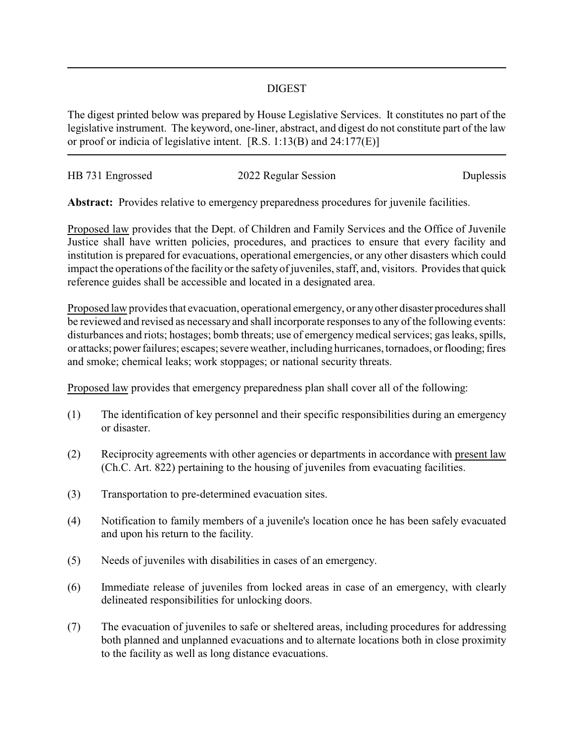# DIGEST

The digest printed below was prepared by House Legislative Services. It constitutes no part of the legislative instrument. The keyword, one-liner, abstract, and digest do not constitute part of the law or proof or indicia of legislative intent. [R.S. 1:13(B) and 24:177(E)]

---

HB 731 Engrossed 2022 Regular Session Duplessis

**Abstract:** Provides relative to emergency preparedness procedures for juvenile facilities.

Proposed law provides that the Dept. of Children and Family Services and the Office of Juvenile Justice shall have written policies, procedures, and practices to ensure that every facility and institution is prepared for evacuations, operational emergencies, or any other disasters which could impact the operations of the facility or the safety of juveniles, staff, and, visitors. Provides that quick reference guides shall be accessible and located in a designated area.

Proposed law provides that evacuation, operational emergency, or any other disaster procedures shall be reviewed and revised as necessary and shall incorporate responses to any of the following events: disturbances and riots; hostages; bomb threats; use of emergency medical services; gas leaks, spills, or attacks; power failures; escapes; severe weather, including hurricanes, tornadoes, or flooding; fires and smoke; chemical leaks; work stoppages; or national security threats.

Proposed law provides that emergency preparedness plan shall cover all of the following:

(1) The identification of key personnel and their specific responsibilities during an emergency or disaster.

(2) Reciprocity agreements with other agencies or departments in accordance with present law (Ch.C. Art. 822) pertaining to the housing of juveniles from evacuating facilities.

(3) Transportation to pre-determined evacuation sites.

(4) Notification to family members of a juvenile's location once he has been safely evacuated and upon his return to the facility.

(5) Needs of juveniles with disabilities in cases of an emergency.

(6) Immediate release of juveniles from locked areas in case of an emergency, with clearly delineated responsibilities for unlocking doors.

(7) The evacuation of juveniles to safe or sheltered areas, including procedures for addressing both planned and unplanned evacuations and to alternate locations both in close proximity to the facility as well as long distance evacuations.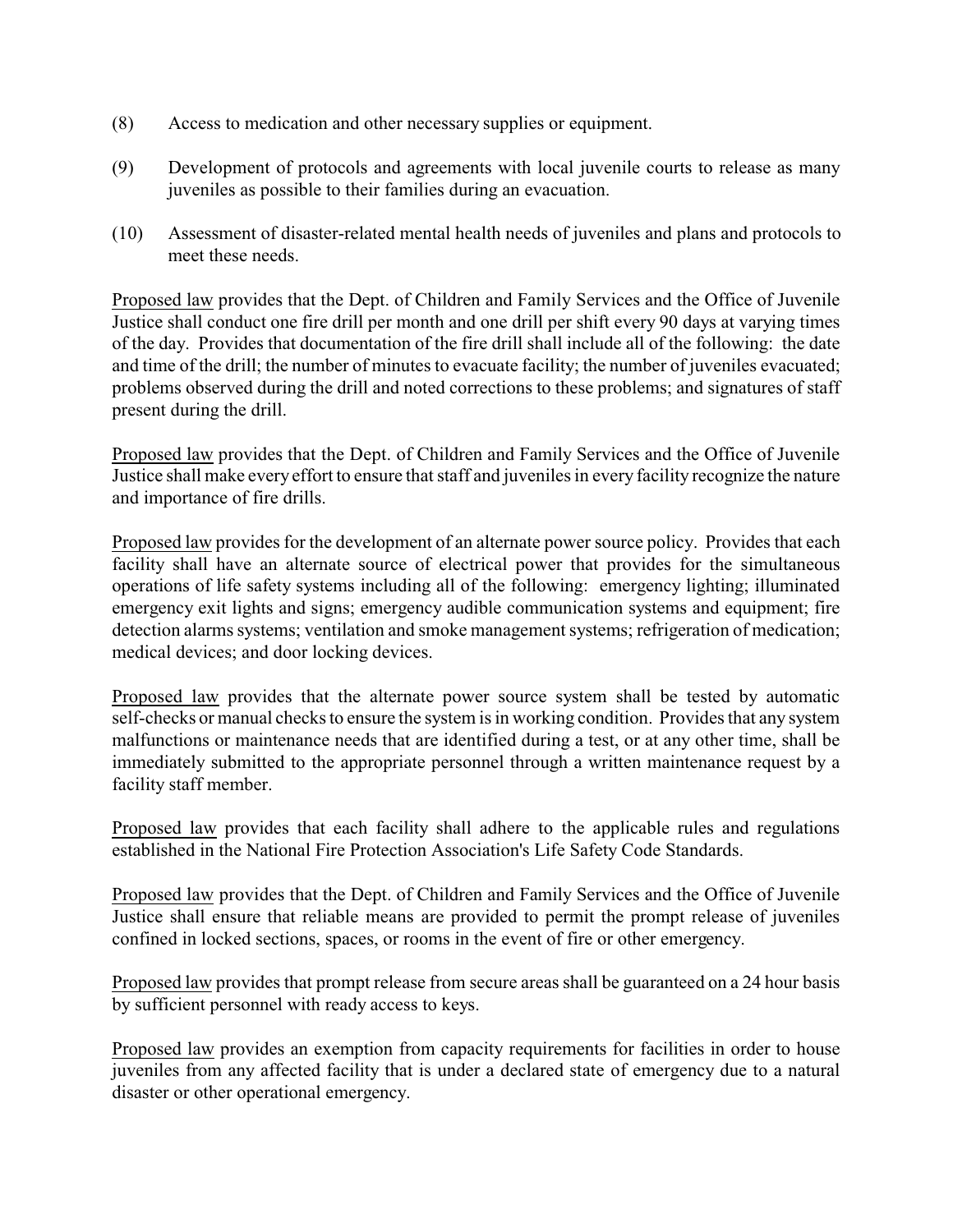(8) Access to medication and other necessary supplies or equipment.

(9) Development of protocols and agreements with local juvenile courts to release as many juveniles as possible to their families during an evacuation.

(10) Assessment of disaster-related mental health needs of juveniles and plans and protocols to meet these needs.

Proposed law provides that the Dept. of Children and Family Services and the Office of Juvenile Justice shall conduct one fire drill per month and one drill per shift every 90 days at varying times of the day. Provides that documentation of the fire drill shall include all of the following: the date and time of the drill; the number of minutes to evacuate facility; the number of juveniles evacuated; problems observed during the drill and noted corrections to these problems; and signatures of staff present during the drill.

Proposed law provides that the Dept. of Children and Family Services and the Office of Juvenile Justice shall make every effort to ensure that staff and juveniles in every facility recognize the nature and importance of fire drills.

Proposed law provides for the development of an alternate power source policy. Provides that each facility shall have an alternate source of electrical power that provides for the simultaneous operations of life safety systems including all of the following: emergency lighting; illuminated emergency exit lights and signs; emergency audible communication systems and equipment; fire detection alarms systems; ventilation and smoke management systems; refrigeration of medication; medical devices; and door locking devices.

Proposed law provides that the alternate power source system shall be tested by automatic self-checks or manual checks to ensure the system is in working condition. Provides that any system malfunctions or maintenance needs that are identified during a test, or at any other time, shall be immediately submitted to the appropriate personnel through a written maintenance request by a facility staff member.

Proposed law provides that each facility shall adhere to the applicable rules and regulations established in the National Fire Protection Association's Life Safety Code Standards.

Proposed law provides that the Dept. of Children and Family Services and the Office of Juvenile Justice shall ensure that reliable means are provided to permit the prompt release of juveniles confined in locked sections, spaces, or rooms in the event of fire or other emergency.

Proposed law provides that prompt release from secure areas shall be guaranteed on a 24 hour basis by sufficient personnel with ready access to keys.

Proposed law provides an exemption from capacity requirements for facilities in order to house juveniles from any affected facility that is under a declared state of emergency due to a natural disaster or other operational emergency.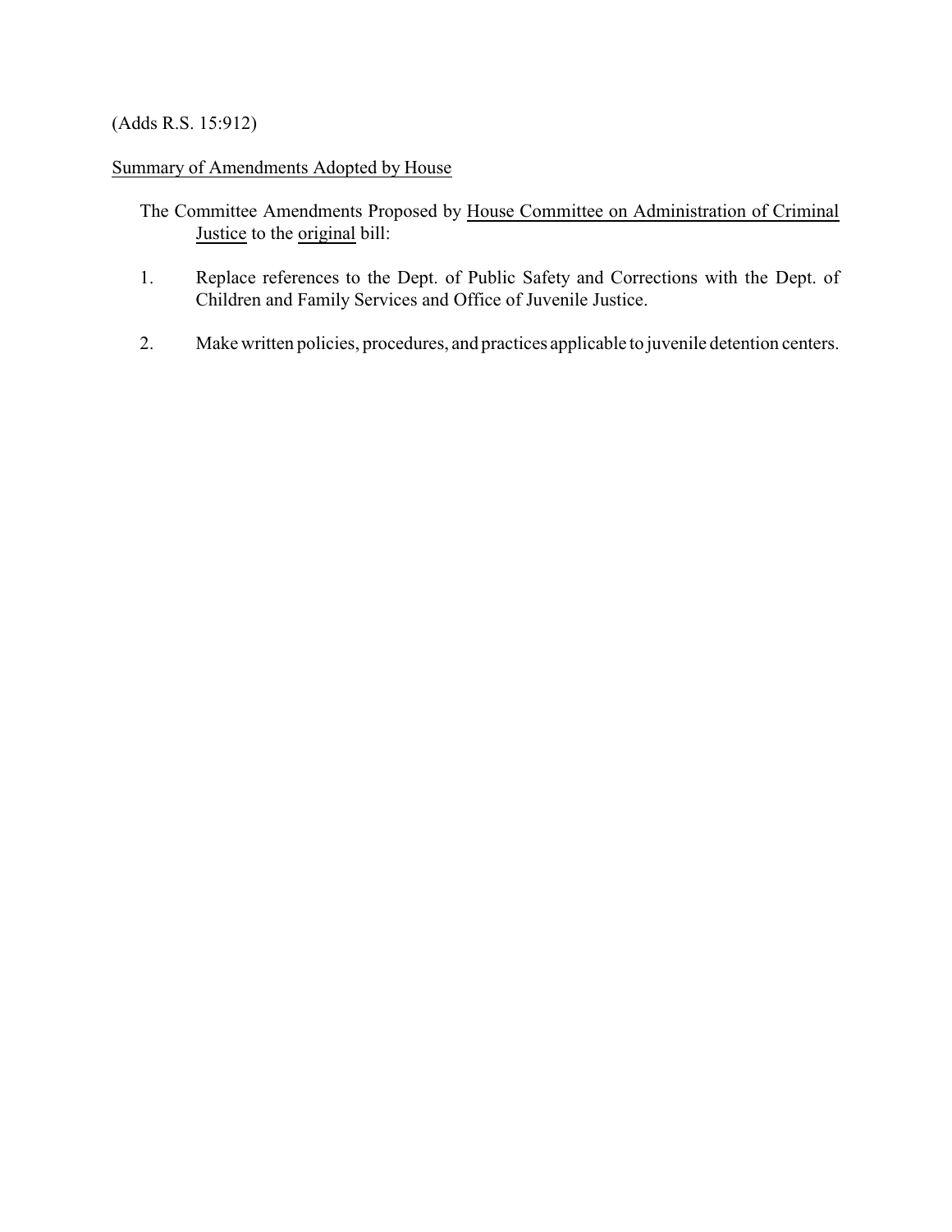(Adds R.S. 15:912)

<u>Summary of Amendments Adopted by House</u>

The Committee Amendments Proposed by <u>House Committee on Administration of Criminal Justice</u> to the <u>original</u> bill:

1. Replace references to the Dept. of Public Safety and Corrections with the Dept. of Children and Family Services and Office of Juvenile Justice.

2. Make written policies, procedures, and practices applicable to juvenile detention centers.